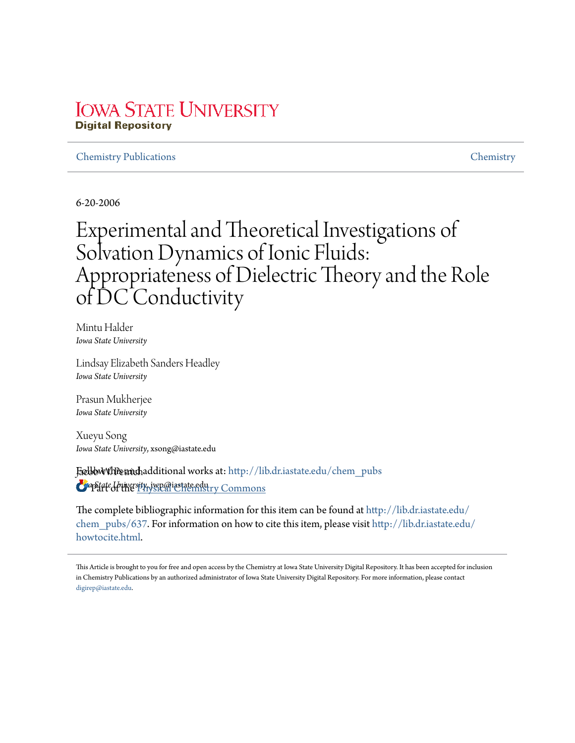Iowa State University
Digital Repository

Chemistry Publications | Chemistry

6-20-2006

# Experimental and Theoretical Investigations of Solvation Dynamics of Ionic Fluids: Appropriateness of Dielectric Theory and the Role of DC Conductivity

Mintu Halder
*Iowa State University*

Lindsay Elizabeth Sanders Headley
*Iowa State University*

Prasun Mukherjee
*Iowa State University*

Xueyu Song
*Iowa State University*, xsong@iastate.edu

Jacob W. Petrich
*Iowa State University*, jwp@iastate.edu

Follow this and additional works at: http://lib.dr.iastate.edu/chem_pubs

Part of the Physical Chemistry Commons

The complete bibliographic information for this item can be found at http://lib.dr.iastate.edu/chem_pubs/637. For information on how to cite this item, please visit http://lib.dr.iastate.edu/howtocite.html.

This Article is brought to you for free and open access by the Chemistry at Iowa State University Digital Repository. It has been accepted for inclusion in Chemistry Publications by an authorized administrator of Iowa State University Digital Repository. For more information, please contact digirep@iastate.edu.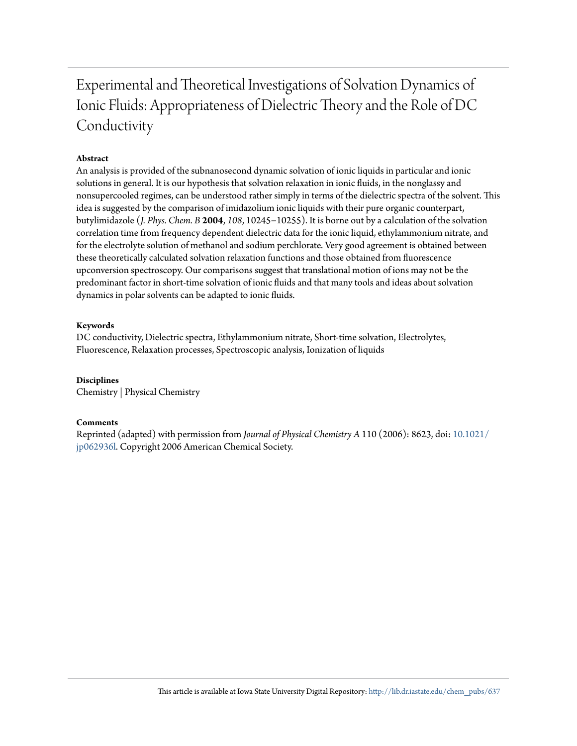# Experimental and Theoretical Investigations of Solvation Dynamics of Ionic Fluids: Appropriateness of Dielectric Theory and the Role of DC Conductivity

**Abstract**

An analysis is provided of the subnanosecond dynamic solvation of ionic liquids in particular and ionic solutions in general. It is our hypothesis that solvation relaxation in ionic fluids, in the nonglassy and nonsupercooled regimes, can be understood rather simply in terms of the dielectric spectra of the solvent. This idea is suggested by the comparison of imidazolium ionic liquids with their pure organic counterpart, butylimidazole (*J. Phys. Chem. B* **2004**, *108*, 10245−10255). It is borne out by a calculation of the solvation correlation time from frequency dependent dielectric data for the ionic liquid, ethylammonium nitrate, and for the electrolyte solution of methanol and sodium perchlorate. Very good agreement is obtained between these theoretically calculated solvation relaxation functions and those obtained from fluorescence upconversion spectroscopy. Our comparisons suggest that translational motion of ions may not be the predominant factor in short-time solvation of ionic fluids and that many tools and ideas about solvation dynamics in polar solvents can be adapted to ionic fluids.

**Keywords**

DC conductivity, Dielectric spectra, Ethylammonium nitrate, Short-time solvation, Electrolytes, Fluorescence, Relaxation processes, Spectroscopic analysis, Ionization of liquids

**Disciplines**

Chemistry | Physical Chemistry

**Comments**

Reprinted (adapted) with permission from *Journal of Physical Chemistry A* 110 (2006): 8623, doi: 10.1021/jp062936l. Copyright 2006 American Chemical Society.

This article is available at Iowa State University Digital Repository: http://lib.dr.iastate.edu/chem_pubs/637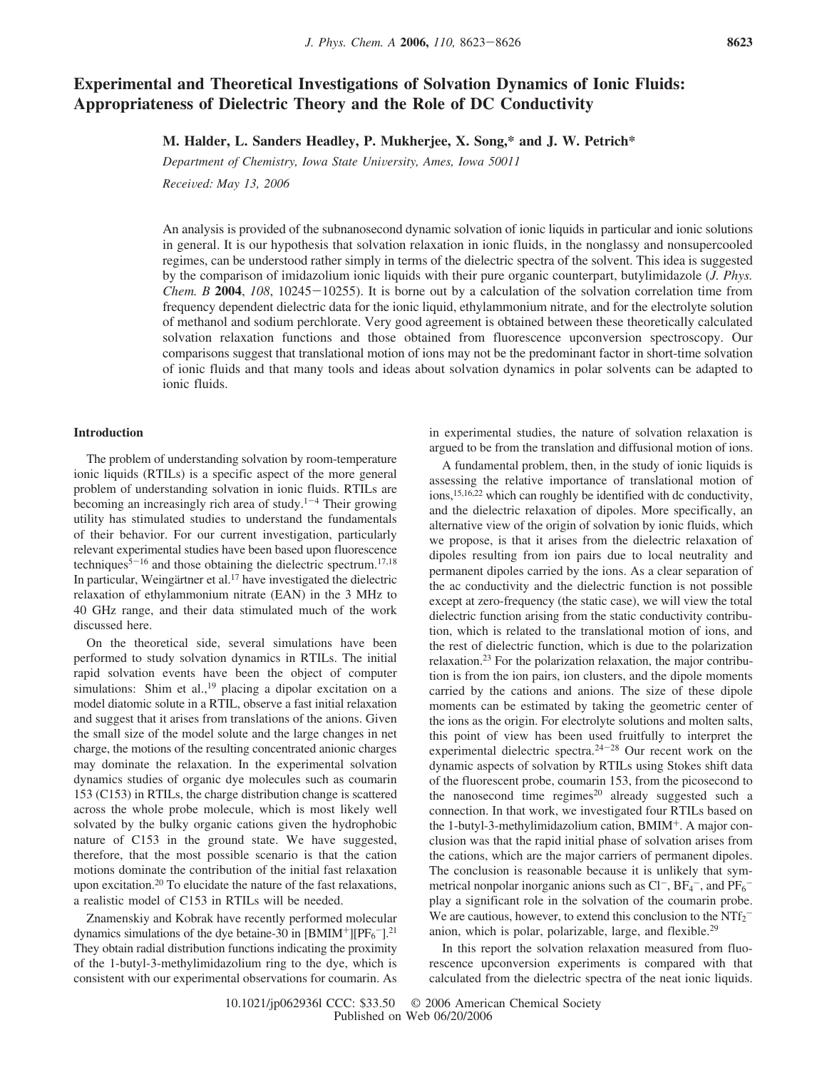# Experimental and Theoretical Investigations of Solvation Dynamics of Ionic Fluids: Appropriateness of Dielectric Theory and the Role of DC Conductivity

**M. Halder, L. Sanders Headley, P. Mukherjee, X. Song,\* and J. W. Petrich\***

*Department of Chemistry, Iowa State University, Ames, Iowa 50011*

*Received: May 13, 2006*

An analysis is provided of the subnanosecond dynamic solvation of ionic liquids in particular and ionic solutions in general. It is our hypothesis that solvation relaxation in ionic fluids, in the nonglassy and nonsupercooled regimes, can be understood rather simply in terms of the dielectric spectra of the solvent. This idea is suggested by the comparison of imidazolium ionic liquids with their pure organic counterpart, butylimidazole (*J. Phys. Chem. B* **2004**, *108*, 10245−10255). It is borne out by a calculation of the solvation correlation time from frequency dependent dielectric data for the ionic liquid, ethylammonium nitrate, and for the electrolyte solution of methanol and sodium perchlorate. Very good agreement is obtained between these theoretically calculated solvation relaxation functions and those obtained from fluorescence upconversion spectroscopy. Our comparisons suggest that translational motion of ions may not be the predominant factor in short-time solvation of ionic fluids and that many tools and ideas about solvation dynamics in polar solvents can be adapted to ionic fluids.

## Introduction

The problem of understanding solvation by room-temperature ionic liquids (RTILs) is a specific aspect of the more general problem of understanding solvation in ionic fluids. RTILs are becoming an increasingly rich area of study.[1−4] Their growing utility has stimulated studies to understand the fundamentals of their behavior. For our current investigation, particularly relevant experimental studies have been based upon fluorescence techniques[5−16] and those obtaining the dielectric spectrum.[17,18] In particular, Weingärtner et al.[17] have investigated the dielectric relaxation of ethylammonium nitrate (EAN) in the 3 MHz to 40 GHz range, and their data stimulated much of the work discussed here.

On the theoretical side, several simulations have been performed to study solvation dynamics in RTILs. The initial rapid solvation events have been the object of computer simulations: Shim et al.,[19] placing a dipolar excitation on a model diatomic solute in a RTIL, observe a fast initial relaxation and suggest that it arises from translations of the anions. Given the small size of the model solute and the large changes in net charge, the motions of the resulting concentrated anionic charges may dominate the relaxation. In the experimental solvation dynamics studies of organic dye molecules such as coumarin 153 (C153) in RTILs, the charge distribution change is scattered across the whole probe molecule, which is most likely well solvated by the bulky organic cations given the hydrophobic nature of C153 in the ground state. We have suggested, therefore, that the most possible scenario is that the cation motions dominate the contribution of the initial fast relaxation upon excitation.[20] To elucidate the nature of the fast relaxations, a realistic model of C153 in RTILs will be needed.

Znamenskiy and Kobrak have recently performed molecular dynamics simulations of the dye betaine-30 in [BMIM$^+$][PF$_6^-$].[21] They obtain radial distribution functions indicating the proximity of the 1-butyl-3-methylimidazolium ring to the dye, which is consistent with our experimental observations for coumarin. As in experimental studies, the nature of solvation relaxation is argued to be from the translation and diffusional motion of ions.

A fundamental problem, then, in the study of ionic liquids is assessing the relative importance of translational motion of ions,[15,16,22] which can roughly be identified with dc conductivity, and the dielectric relaxation of dipoles. More specifically, an alternative view of the origin of solvation by ionic fluids, which we propose, is that it arises from the dielectric relaxation of dipoles resulting from ion pairs due to local neutrality and permanent dipoles carried by the ions. As a clear separation of the ac conductivity and the dielectric function is not possible except at zero-frequency (the static case), we will view the total dielectric function arising from the static conductivity contribution, which is related to the translational motion of ions, and the rest of dielectric function, which is due to the polarization relaxation.[23] For the polarization relaxation, the major contribution is from the ion pairs, ion clusters, and the dipole moments carried by the cations and anions. The size of these dipole moments can be estimated by taking the geometric center of the ions as the origin. For electrolyte solutions and molten salts, this point of view has been used fruitfully to interpret the experimental dielectric spectra.[24−28] Our recent work on the dynamic aspects of solvation by RTILs using Stokes shift data of the fluorescent probe, coumarin 153, from the picosecond to the nanosecond time regimes[20] already suggested such a connection. In that work, we investigated four RTILs based on the 1-butyl-3-methylimidazolium cation, BMIM$^+$. A major conclusion was that the rapid initial phase of solvation arises from the cations, which are the major carriers of permanent dipoles. The conclusion is reasonable because it is unlikely that symmetrical nonpolar inorganic anions such as Cl$^-$, BF$_4^-$, and PF$_6^-$ play a significant role in the solvation of the coumarin probe. We are cautious, however, to extend this conclusion to the NTf$_2^-$ anion, which is polar, polarizable, large, and flexible.[29]

In this report the solvation relaxation measured from fluorescence upconversion experiments is compared with that calculated from the dielectric spectra of the neat ionic liquids.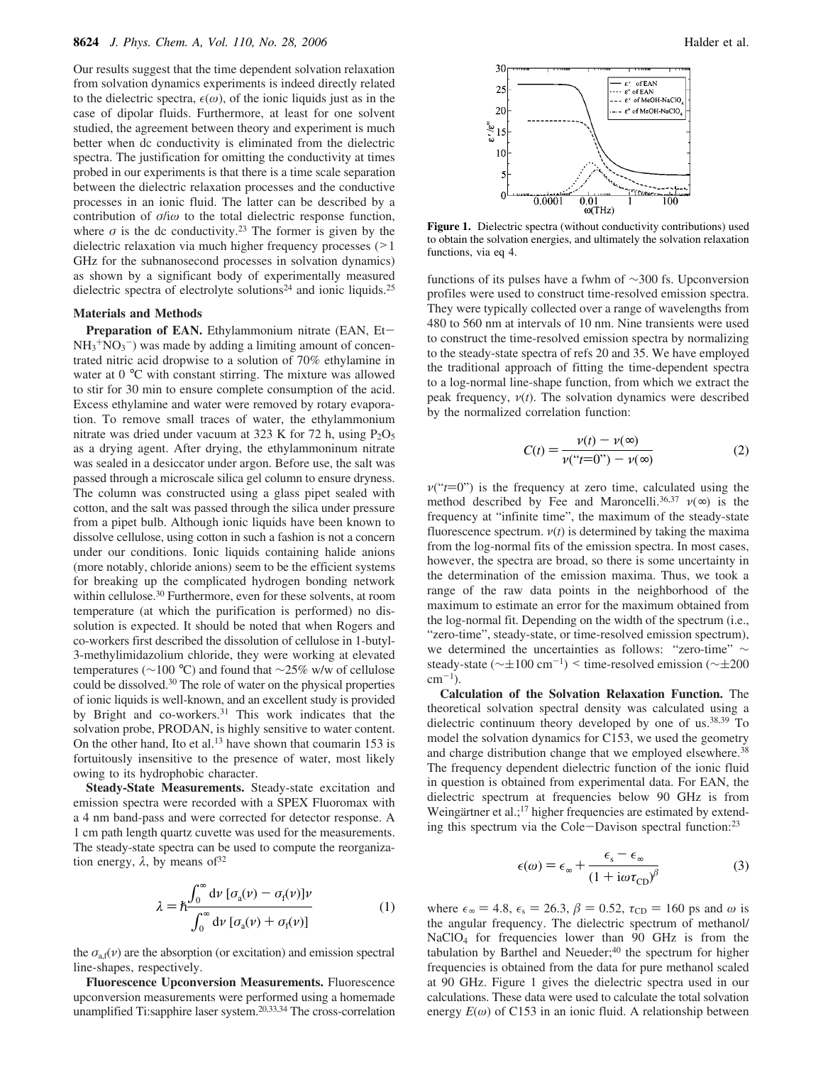Our results suggest that the time dependent solvation relaxation from solvation dynamics experiments is indeed directly related to the dielectric spectra, $\epsilon(\omega)$, of the ionic liquids just as in the case of dipolar fluids. Furthermore, at least for one solvent studied, the agreement between theory and experiment is much better when dc conductivity is eliminated from the dielectric spectra. The justification for omitting the conductivity at times probed in our experiments is that there is a time scale separation between the dielectric relaxation processes and the conductive processes in an ionic fluid. The latter can be described by a contribution of $\sigma/i\omega$ to the total dielectric response function, where $\sigma$ is the dc conductivity.[23] The former is given by the dielectric relaxation via much higher frequency processes (>1 GHz for the subnanosecond processes in solvation dynamics) as shown by a significant body of experimentally measured dielectric spectra of electrolyte solutions[24] and ionic liquids.[25]

## Materials and Methods

**Preparation of EAN.** Ethylammonium nitrate (EAN, $Et-NH_3^+NO_3^-$) was made by adding a limiting amount of concentrated nitric acid dropwise to a solution of 70% ethylamine in water at 0 °C with constant stirring. The mixture was allowed to stir for 30 min to ensure complete consumption of the acid. Excess ethylamine and water were removed by rotary evaporation. To remove small traces of water, the ethylammonium nitrate was dried under vacuum at 323 K for 72 h, using $P_2O_5$ as a drying agent. After drying, the ethylammoninum nitrate was sealed in a desiccator under argon. Before use, the salt was passed through a microscale silica gel column to ensure dryness. The column was constructed using a glass pipet sealed with cotton, and the salt was passed through the silica under pressure from a pipet bulb. Although ionic liquids have been known to dissolve cellulose, using cotton in such a fashion is not a concern under our conditions. Ionic liquids containing halide anions (more notably, chloride anions) seem to be the efficient systems for breaking up the complicated hydrogen bonding network within cellulose.[30] Furthermore, even for these solvents, at room temperature (at which the purification is performed) no dissolution is expected. It should be noted that when Rogers and co-workers first described the dissolution of cellulose in 1-butyl-3-methylimidazolium chloride, they were working at elevated temperatures (~100 °C) and found that ~25% w/w of cellulose could be dissolved.[30] The role of water on the physical properties of ionic liquids is well-known, and an excellent study is provided by Bright and co-workers.[31] This work indicates that the solvation probe, PRODAN, is highly sensitive to water content. On the other hand, Ito et al.[13] have shown that coumarin 153 is fortuitously insensitive to the presence of water, most likely owing to its hydrophobic character.

**Steady-State Measurements.** Steady-state excitation and emission spectra were recorded with a SPEX Fluoromax with a 4 nm band-pass and were corrected for detector response. A 1 cm path length quartz cuvette was used for the measurements. The steady-state spectra can be used to compute the reorganization energy, $\lambda$, by means of[32]

$$\lambda = \hbar \frac{\int_0^\infty d\nu\, [\sigma_a(\nu) - \sigma_f(\nu)]\nu}{\int_0^\infty d\nu\, [\sigma_a(\nu) + \sigma_f(\nu)]} \tag{1}$$

the $\sigma_{a,f}(\nu)$ are the absorption (or excitation) and emission spectral line-shapes, respectively.

**Fluorescence Upconversion Measurements.** Fluorescence upconversion measurements were performed using a homemade unamplified Ti:sapphire laser system.[20,33,34] The cross-correlation functions of its pulses have a fwhm of ~300 fs. Upconversion profiles were used to construct time-resolved emission spectra. They were typically collected over a range of wavelengths from 480 to 560 nm at intervals of 10 nm. Nine transients were used to construct the time-resolved emission spectra by normalizing to the steady-state spectra of refs 20 and 35. We have employed the traditional approach of fitting the time-dependent spectra to a log-normal line-shape function, from which we extract the peak frequency, $\nu(t)$. The solvation dynamics were described by the normalized correlation function:

$$C(t) = \frac{\nu(t) - \nu(\infty)}{\nu(\text{“}t{=}0\text{”}) - \nu(\infty)} \tag{2}$$

$\nu$(“$t$=0”) is the frequency at zero time, calculated using the method described by Fee and Maroncelli.[36,37] $\nu(\infty)$ is the frequency at "infinite time", the maximum of the steady-state fluorescence spectrum. $\nu(t)$ is determined by taking the maxima from the log-normal fits of the emission spectra. In most cases, however, the spectra are broad, so there is some uncertainty in the determination of the emission maxima. Thus, we took a range of the raw data points in the neighborhood of the maximum to estimate an error for the maximum obtained from the log-normal fit. Depending on the width of the spectrum (i.e., "zero-time", steady-state, or time-resolved emission spectrum), we determined the uncertainties as follows: "zero-time" ~ steady-state (~±100 $cm^{-1}$) < time-resolved emission (~±200 $cm^{-1}$).

**Calculation of the Solvation Relaxation Function.** The theoretical solvation spectral density was calculated using a dielectric continuum theory developed by one of us.[38,39] To model the solvation dynamics for C153, we used the geometry and charge distribution change that we employed elsewhere.[38] The frequency dependent dielectric function of the ionic fluid in question is obtained from experimental data. For EAN, the dielectric spectrum at frequencies below 90 GHz is from Weingärtner et al.;[17] higher frequencies are estimated by extending this spectrum via the Cole–Davison spectral function:[23]

$$\epsilon(\omega) = \epsilon_\infty + \frac{\epsilon_s - \epsilon_\infty}{(1 + i\omega\tau_{CD})^\beta} \tag{3}$$

where $\epsilon_\infty = 4.8$, $\epsilon_s = 26.3$, $\beta = 0.52$, $\tau_{CD} = 160$ ps and $\omega$ is the angular frequency. The dielectric spectrum of methanol/$NaClO_4$ for frequencies lower than 90 GHz is from the tabulation by Barthel and Neueder;[40] the spectrum for higher frequencies is obtained from the data for pure methanol scaled at 90 GHz. Figure 1 gives the dielectric spectra used in our calculations. These data were used to calculate the total solvation energy $E(\omega)$ of C153 in an ionic fluid. A relationship between

**Figure 1.** Dielectric spectra (without conductivity contributions) used to obtain the solvation energies, and ultimately the solvation relaxation functions, via eq 4.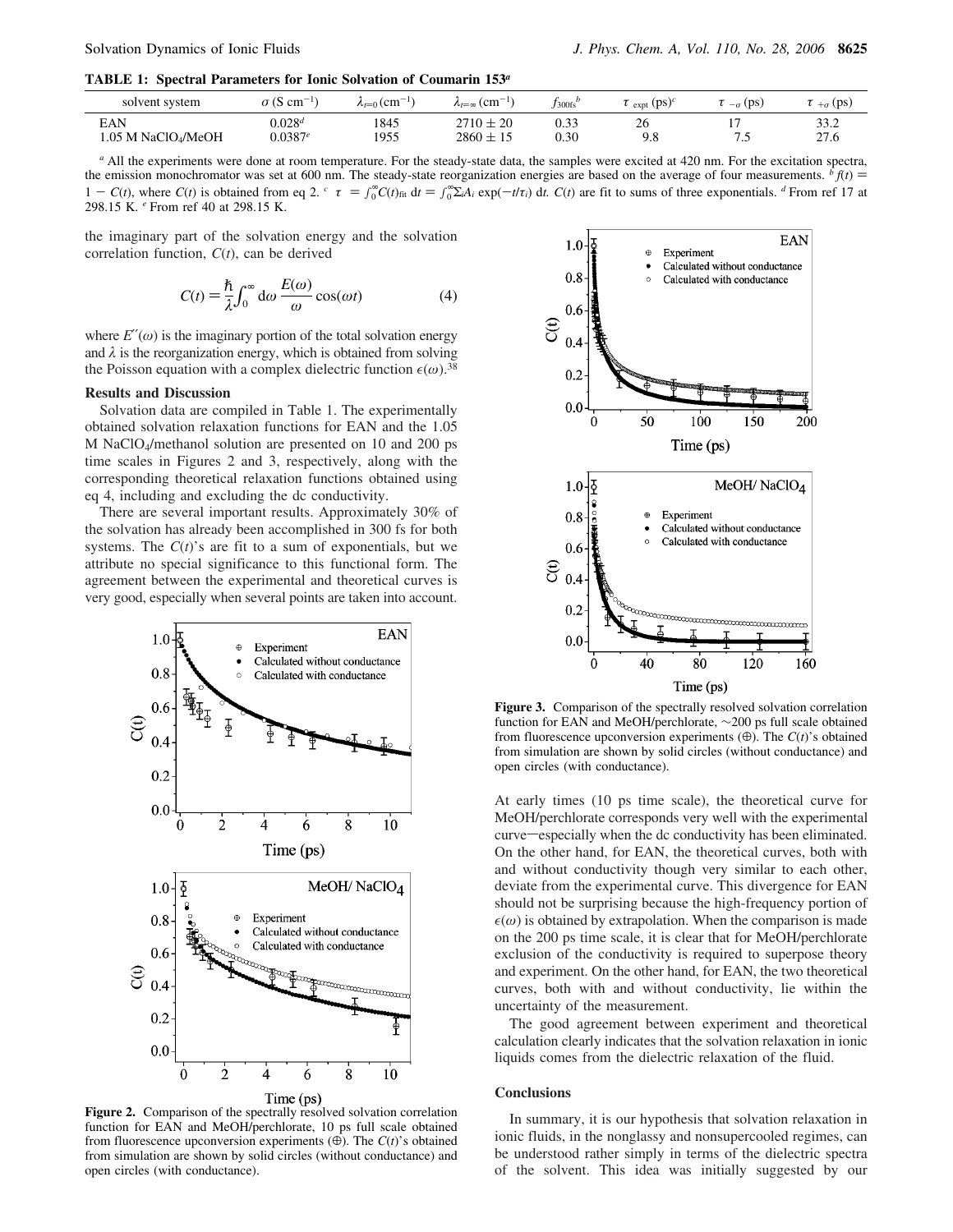**TABLE 1: Spectral Parameters for Ionic Solvation of Coumarin 153**[a]

| solvent system | $\sigma$ (S cm$^{-1}$) | $\lambda_{t=0}$ (cm$^{-1}$) | $\lambda_{t=\infty}$ (cm$^{-1}$) | $f_{300fs}$[b] | $\tau_{expt}$ (ps)[c] | $\tau_{-\sigma}$ (ps) | $\tau_{+\sigma}$ (ps) |
|---|---|---|---|---|---|---|---|
| EAN | 0.028[d] | 1845 | 2710 ± 20 | 0.33 | 26 | 17 | 33.2 |
| 1.05 M $NaClO_4$/MeOH | 0.0387[e] | 1955 | 2860 ± 15 | 0.30 | 9.8 | 7.5 | 27.6 |

[a] All the experiments were done at room temperature. For the steady-state data, the samples were excited at 420 nm. For the excitation spectra, the emission monochromator was set at 600 nm. The steady-state reorganization energies are based on the average of four measurements. [b] $f(t) = 1 - C(t)$, where $C(t)$ is obtained from eq 2. [c] $\tau = \int_0^\infty C(t)_{fit}\, dt = \int_0^\infty \Sigma_i A_i \exp(-t/\tau_i)\, dt$. $C(t)$ are fit to sums of three exponentials. [d] From ref 17 at 298.15 K. [e] From ref 40 at 298.15 K.

the imaginary part of the solvation energy and the solvation correlation function, $C(t)$, can be derived

$$C(t) = \frac{\hbar}{\lambda}\int_0^\infty d\omega \frac{E(\omega)}{\omega}\cos(\omega t) \tag{4}$$

where $E''(\omega)$ is the imaginary portion of the total solvation energy and $\lambda$ is the reorganization energy, which is obtained from solving the Poisson equation with a complex dielectric function $\epsilon(\omega)$.[38]

## Results and Discussion

Solvation data are compiled in Table 1. The experimentally obtained solvation relaxation functions for EAN and the 1.05 M $NaClO_4$/methanol solution are presented on 10 and 200 ps time scales in Figures 2 and 3, respectively, along with the corresponding theoretical relaxation functions obtained using eq 4, including and excluding the dc conductivity.

There are several important results. Approximately 30% of the solvation has already been accomplished in 300 fs for both systems. The $C(t)$'s are fit to a sum of exponentials, but we attribute no special significance to this functional form. The agreement between the experimental and theoretical curves is very good, especially when several points are taken into account.

**Figure 2.** Comparison of the spectrally resolved solvation correlation function for EAN and MeOH/perchlorate, 10 ps full scale obtained from fluorescence upconversion experiments (⊕). The $C(t)$'s obtained from simulation are shown by solid circles (without conductance) and open circles (with conductance).

**Figure 3.** Comparison of the spectrally resolved solvation correlation function for EAN and MeOH/perchlorate, ~200 ps full scale obtained from fluorescence upconversion experiments (⊕). The $C(t)$'s obtained from simulation are shown by solid circles (without conductance) and open circles (with conductance).

At early times (10 ps time scale), the theoretical curve for MeOH/perchlorate corresponds very well with the experimental curve—especially when the dc conductivity has been eliminated. On the other hand, for EAN, the theoretical curves, both with and without conductivity though very similar to each other, deviate from the experimental curve. This divergence for EAN should not be surprising because the high-frequency portion of $\epsilon(\omega)$ is obtained by extrapolation. When the comparison is made on the 200 ps time scale, it is clear that for MeOH/perchlorate exclusion of the conductivity is required to superpose theory and experiment. On the other hand, for EAN, the two theoretical curves, both with and without conductivity, lie within the uncertainty of the measurement.

The good agreement between experiment and theoretical calculation clearly indicates that the solvation relaxation in ionic liquids comes from the dielectric relaxation of the fluid.

## Conclusions

In summary, it is our hypothesis that solvation relaxation in ionic fluids, in the nonglassy and nonsupercooled regimes, can be understood rather simply in terms of the dielectric spectra of the solvent. This idea was initially suggested by our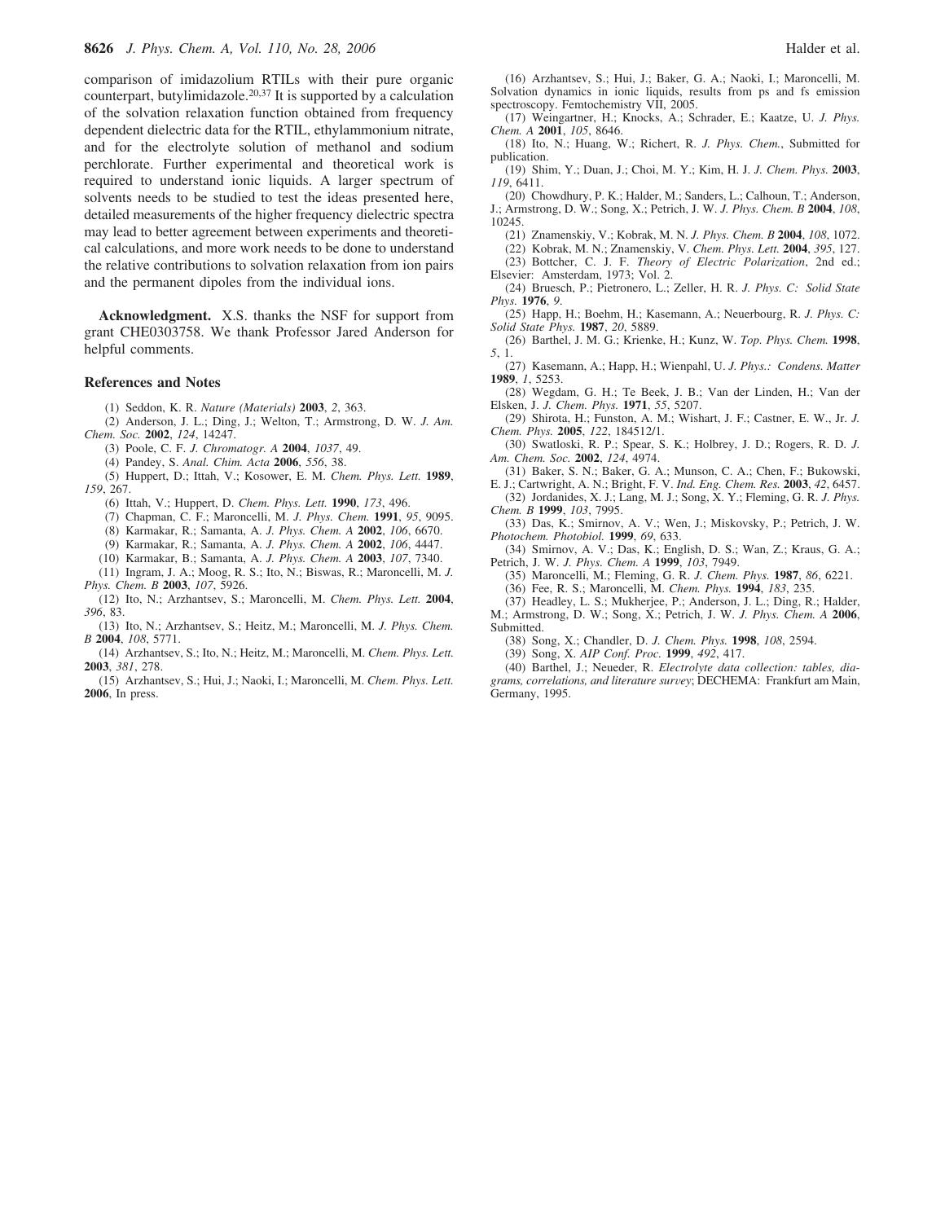comparison of imidazolium RTILs with their pure organic counterpart, butylimidazole.[20,37] It is supported by a calculation of the solvation relaxation function obtained from frequency dependent dielectric data for the RTIL, ethylammonium nitrate, and for the electrolyte solution of methanol and sodium perchlorate. Further experimental and theoretical work is required to understand ionic liquids. A larger spectrum of solvents needs to be studied to test the ideas presented here, detailed measurements of the higher frequency dielectric spectra may lead to better agreement between experiments and theoretical calculations, and more work needs to be done to understand the relative contributions to solvation relaxation from ion pairs and the permanent dipoles from the individual ions.

**Acknowledgment.** X.S. thanks the NSF for support from grant CHE0303758. We thank Professor Jared Anderson for helpful comments.

## References and Notes

(1) Seddon, K. R. *Nature (Materials)* **2003**, *2*, 363.

(2) Anderson, J. L.; Ding, J.; Welton, T.; Armstrong, D. W. *J. Am. Chem. Soc.* **2002**, *124*, 14247.

(3) Poole, C. F. *J. Chromatogr. A* **2004**, *1037*, 49.

(4) Pandey, S. *Anal. Chim. Acta* **2006**, *556*, 38.

(5) Huppert, D.; Ittah, V.; Kosower, E. M. *Chem. Phys. Lett.* **1989**, *159*, 267.

(6) Ittah, V.; Huppert, D. *Chem. Phys. Lett.* **1990**, *173*, 496.

(7) Chapman, C. F.; Maroncelli, M. *J. Phys. Chem.* **1991**, *95*, 9095.

(8) Karmakar, R.; Samanta, A. *J. Phys. Chem. A* **2002**, *106*, 6670.

(9) Karmakar, R.; Samanta, A. *J. Phys. Chem. A* **2002**, *106*, 4447.

(10) Karmakar, B.; Samanta, A. *J. Phys. Chem. A* **2003**, *107*, 7340.

(11) Ingram, J. A.; Moog, R. S.; Ito, N.; Biswas, R.; Maroncelli, M. *J. Phys. Chem. B* **2003**, *107*, 5926.

(12) Ito, N.; Arzhantsev, S.; Maroncelli, M. *Chem. Phys. Lett.* **2004**, *396*, 83.

(13) Ito, N.; Arzhantsev, S.; Heitz, M.; Maroncelli, M. *J. Phys. Chem. B* **2004**, *108*, 5771.

(14) Arzhantsev, S.; Ito, N.; Heitz, M.; Maroncelli, M. *Chem. Phys. Lett.* **2003**, *381*, 278.

(15) Arzhantsev, S.; Hui, J.; Naoki, I.; Maroncelli, M. *Chem. Phys. Lett.* **2006**, In press.

(16) Arzhantsev, S.; Hui, J.; Baker, G. A.; Naoki, I.; Maroncelli, M. Solvation dynamics in ionic liquids, results from ps and fs emission spectroscopy. Femtochemistry VII, 2005.

(17) Weingartner, H.; Knocks, A.; Schrader, E.; Kaatze, U. *J. Phys. Chem. A* **2001**, *105*, 8646.

(18) Ito, N.; Huang, W.; Richert, R. *J. Phys. Chem.*, Submitted for publication.

(19) Shim, Y.; Duan, J.; Choi, M. Y.; Kim, H. J. *J. Chem. Phys.* **2003**, *119*, 6411.

(20) Chowdhury, P. K.; Halder, M.; Sanders, L.; Calhoun, T.; Anderson, J.; Armstrong, D. W.; Song, X.; Petrich, J. W. *J. Phys. Chem. B* **2004**, *108*, 10245.

(21) Znamenskiy, V.; Kobrak, M. N. *J. Phys. Chem. B* **2004**, *108*, 1072.

(22) Kobrak, M. N.; Znamenskiy, V. *Chem. Phys. Lett.* **2004**, *395*, 127.

(23) Bottcher, C. J. F. *Theory of Electric Polarization*, 2nd ed.; Elsevier: Amsterdam, 1973; Vol. 2.

(24) Bruesch, P.; Pietronero, L.; Zeller, H. R. *J. Phys. C: Solid State Phys.* **1976**, *9*.

(25) Happ, H.; Boehm, H.; Kasemann, A.; Neuerbourg, R. *J. Phys. C: Solid State Phys.* **1987**, *20*, 5889.

(26) Barthel, J. M. G.; Krienke, H.; Kunz, W. *Top. Phys. Chem.* **1998**, *5*, 1.

(27) Kasemann, A.; Happ, H.; Wienpahl, U. *J. Phys.: Condens. Matter* **1989**, *1*, 5253.

(28) Wegdam, G. H.; Te Beek, J. B.; Van der Linden, H.; Van der Elsken, J. *J. Chem. Phys.* **1971**, *55*, 5207.

(29) Shirota, H.; Funston, A. M.; Wishart, J. F.; Castner, E. W., Jr. *J. Chem. Phys.* **2005**, *122*, 184512/1.

(30) Swatloski, R. P.; Spear, S. K.; Holbrey, J. D.; Rogers, R. D. *J. Am. Chem. Soc.* **2002**, *124*, 4974.

(31) Baker, S. N.; Baker, G. A.; Munson, C. A.; Chen, F.; Bukowski, E. J.; Cartwright, A. N.; Bright, F. V. *Ind. Eng. Chem. Res.* **2003**, *42*, 6457.

(32) Jordanides, X. J.; Lang, M. J.; Song, X. Y.; Fleming, G. R. *J. Phys. Chem. B* **1999**, *103*, 7995.

(33) Das, K.; Smirnov, A. V.; Wen, J.; Miskovsky, P.; Petrich, J. W. *Photochem. Photobiol.* **1999**, *69*, 633.

(34) Smirnov, A. V.; Das, K.; English, D. S.; Wan, Z.; Kraus, G. A.; Petrich, J. W. *J. Phys. Chem. A* **1999**, *103*, 7949.

(35) Maroncelli, M.; Fleming, G. R. *J. Chem. Phys.* **1987**, *86*, 6221.

(36) Fee, R. S.; Maroncelli, M. *Chem. Phys.* **1994**, *183*, 235.

(37) Headley, L. S.; Mukherjee, P.; Anderson, J. L.; Ding, R.; Halder, M.; Armstrong, D. W.; Song, X.; Petrich, J. W. *J. Phys. Chem. A* **2006**, Submitted.

(38) Song, X.; Chandler, D. *J. Chem. Phys.* **1998**, *108*, 2594.

(39) Song, X. *AIP Conf. Proc.* **1999**, *492*, 417.

(40) Barthel, J.; Neueder, R. *Electrolyte data collection: tables, diagrams, correlations, and literature survey*; DECHEMA: Frankfurt am Main, Germany, 1995.